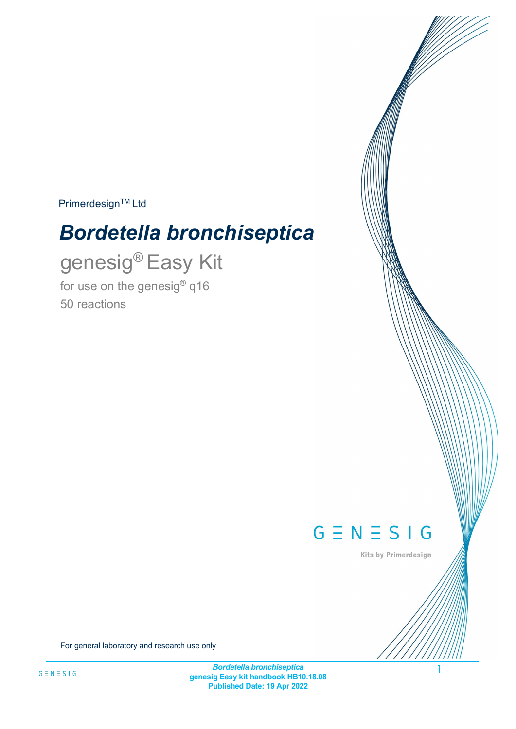Primerdesign™ Ltd

# *Bordetella bronchiseptica*

## genesig® Easy Kit

for use on the genesig® q16

50 reactions

GENESIG

Kits by Primerdesign

For general laboratory and research use only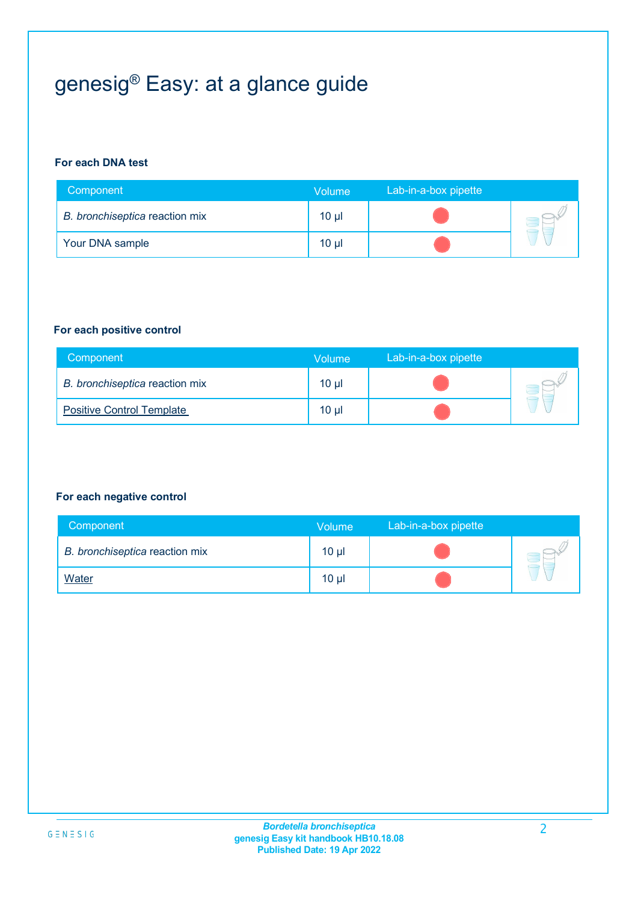# genesig® Easy: at a glance guide

**For each DNA test**

| Component | Volume | Lab-in-a-box pipette |
|---|---|---|
| *B. bronchiseptica* reaction mix | 10 µl | |
| Your DNA sample | 10 µl | |

**For each positive control**

| Component | Volume | Lab-in-a-box pipette |
|---|---|---|
| *B. bronchiseptica* reaction mix | 10 µl | |
| Positive Control Template | 10 µl | |

**For each negative control**

| Component | Volume | Lab-in-a-box pipette |
|---|---|---|
| *B. bronchiseptica* reaction mix | 10 µl | |
| Water | 10 µl | |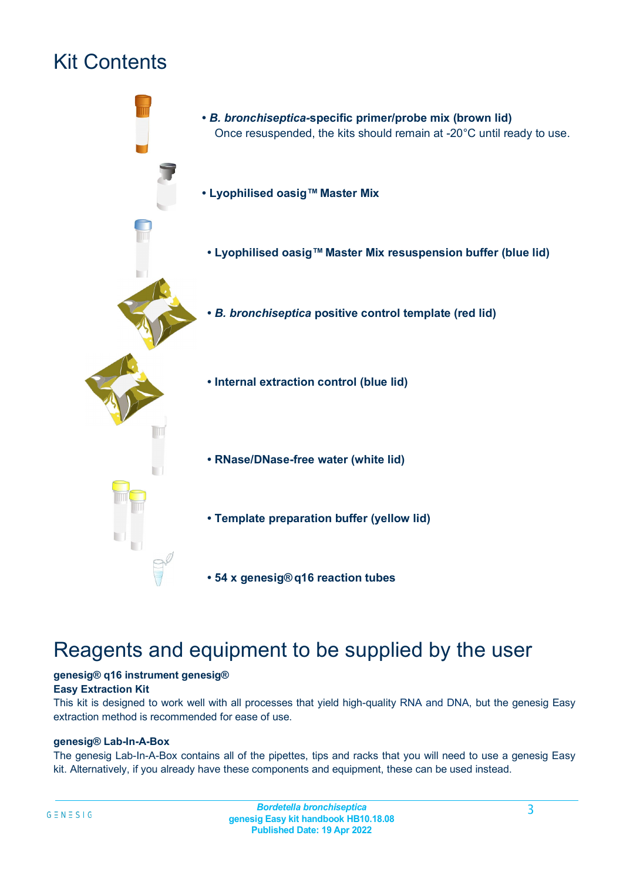# Kit Contents

- ***B. bronchiseptica*-specific primer/probe mix (brown lid)**
  Once resuspended, the kits should remain at -20°C until ready to use.
- **Lyophilised oasig™ Master Mix**
- **Lyophilised oasig™ Master Mix resuspension buffer (blue lid)**
- ***B. bronchiseptica* positive control template (red lid)**
- **Internal extraction control (blue lid)**
- **RNase/DNase-free water (white lid)**
- **Template preparation buffer (yellow lid)**
- **54 x genesig® q16 reaction tubes**

# Reagents and equipment to be supplied by the user

**genesig® q16 instrument genesig®**
**Easy Extraction Kit**
This kit is designed to work well with all processes that yield high-quality RNA and DNA, but the genesig Easy extraction method is recommended for ease of use.

**genesig® Lab-In-A-Box**
The genesig Lab-In-A-Box contains all of the pipettes, tips and racks that you will need to use a genesig Easy kit. Alternatively, if you already have these components and equipment, these can be used instead.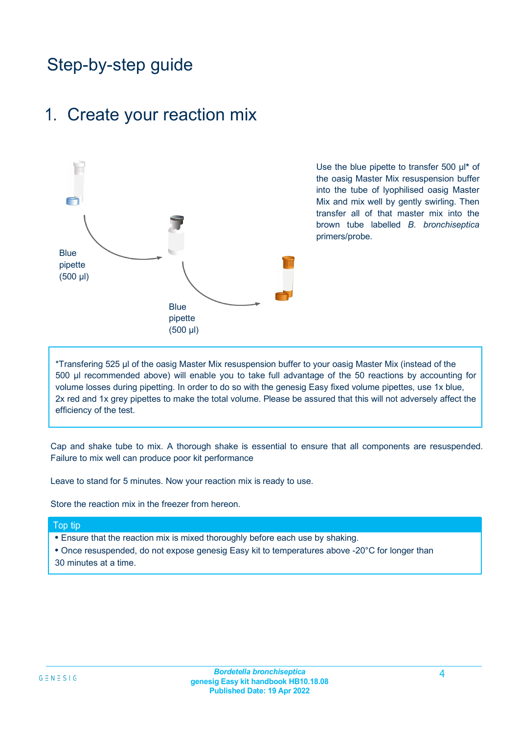# Step-by-step guide

## 1. Create your reaction mix

Blue pipette (500 µl)

Blue pipette (500 µl)

Use the blue pipette to transfer 500 µl* of the oasig Master Mix resuspension buffer into the tube of lyophilised oasig Master Mix and mix well by gently swirling. Then transfer all of that master mix into the brown tube labelled *B. bronchiseptica* primers/probe.

*Transfering 525 µl of the oasig Master Mix resuspension buffer to your oasig Master Mix (instead of the 500 µl recommended above) will enable you to take full advantage of the 50 reactions by accounting for volume losses during pipetting. In order to do so with the genesig Easy fixed volume pipettes, use 1x blue, 2x red and 1x grey pipettes to make the total volume. Please be assured that this will not adversely affect the efficiency of the test.

Cap and shake tube to mix. A thorough shake is essential to ensure that all components are resuspended. Failure to mix well can produce poor kit performance

Leave to stand for 5 minutes. Now your reaction mix is ready to use.

Store the reaction mix in the freezer from hereon.

**Top tip**

- Ensure that the reaction mix is mixed thoroughly before each use by shaking.
- Once resuspended, do not expose genesig Easy kit to temperatures above -20°C for longer than 30 minutes at a time.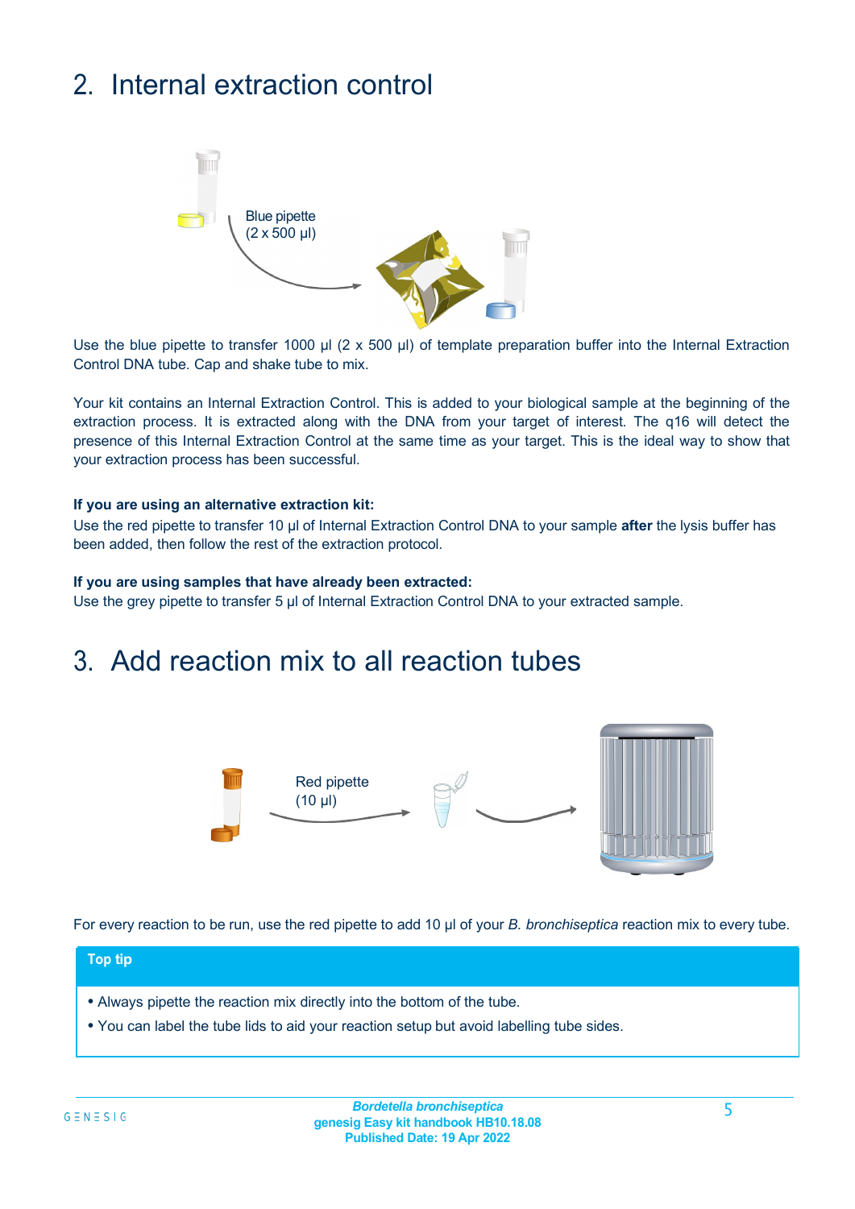## 2. Internal extraction control

Blue pipette
(2 x 500 µl)

Use the blue pipette to transfer 1000 µl (2 x 500 µl) of template preparation buffer into the Internal Extraction Control DNA tube. Cap and shake tube to mix.

Your kit contains an Internal Extraction Control. This is added to your biological sample at the beginning of the extraction process. It is extracted along with the DNA from your target of interest. The q16 will detect the presence of this Internal Extraction Control at the same time as your target. This is the ideal way to show that your extraction process has been successful.

**If you are using an alternative extraction kit:**

Use the red pipette to transfer 10 µl of Internal Extraction Control DNA to your sample **after** the lysis buffer has been added, then follow the rest of the extraction protocol.

**If you are using samples that have already been extracted:**

Use the grey pipette to transfer 5 µl of Internal Extraction Control DNA to your extracted sample.

## 3. Add reaction mix to all reaction tubes

Red pipette
(10 µl)

For every reaction to be run, use the red pipette to add 10 µl of your *B. bronchiseptica* reaction mix to every tube.

**Top tip**

- Always pipette the reaction mix directly into the bottom of the tube.
- You can label the tube lids to aid your reaction setup but avoid labelling tube sides.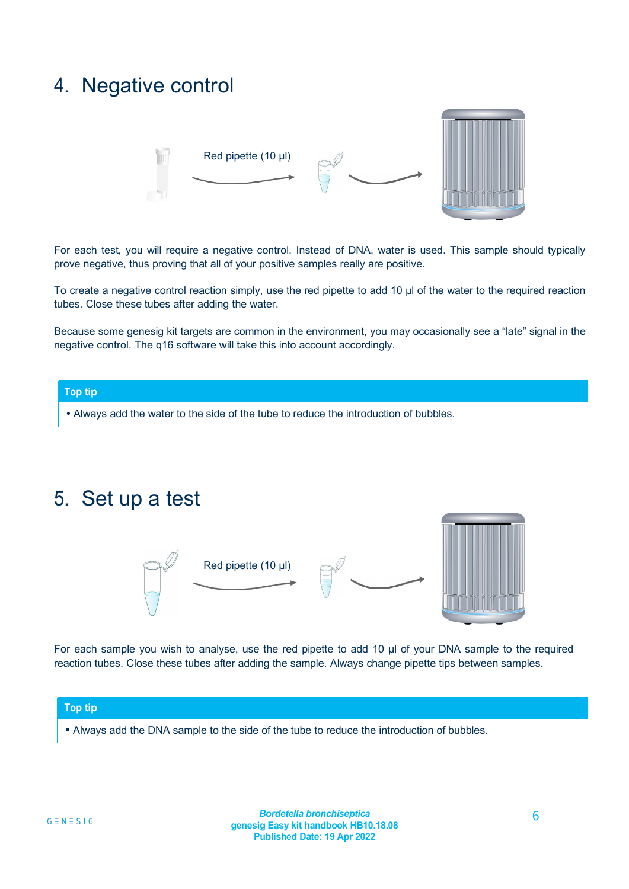# 4. Negative control

Red pipette (10 µl)

For each test, you will require a negative control. Instead of DNA, water is used. This sample should typically prove negative, thus proving that all of your positive samples really are positive.

To create a negative control reaction simply, use the red pipette to add 10 µl of the water to the required reaction tubes. Close these tubes after adding the water.

Because some genesig kit targets are common in the environment, you may occasionally see a "late" signal in the negative control. The q16 software will take this into account accordingly.

**Top tip**

- Always add the water to the side of the tube to reduce the introduction of bubbles.

# 5. Set up a test

Red pipette (10 µl)

For each sample you wish to analyse, use the red pipette to add 10 µl of your DNA sample to the required reaction tubes. Close these tubes after adding the sample. Always change pipette tips between samples.

**Top tip**

- Always add the DNA sample to the side of the tube to reduce the introduction of bubbles.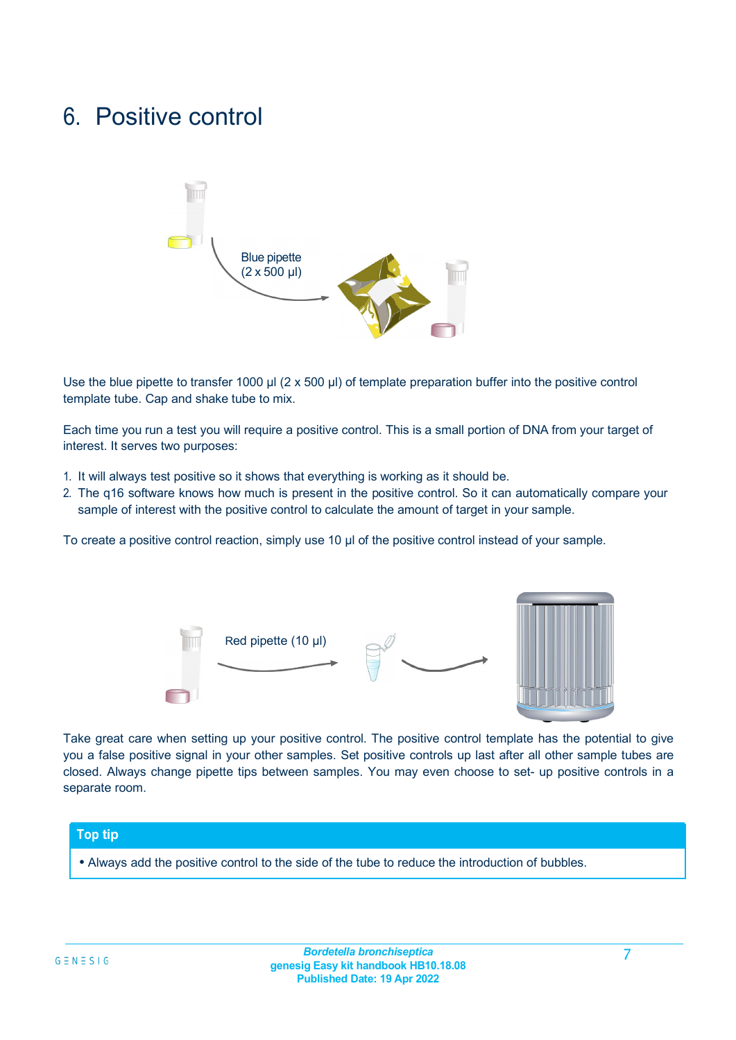# 6. Positive control

Blue pipette (2 x 500 µl)

Use the blue pipette to transfer 1000 µl (2 x 500 µl) of template preparation buffer into the positive control template tube. Cap and shake tube to mix.

Each time you run a test you will require a positive control. This is a small portion of DNA from your target of interest. It serves two purposes:

1. It will always test positive so it shows that everything is working as it should be.
2. The q16 software knows how much is present in the positive control. So it can automatically compare your sample of interest with the positive control to calculate the amount of target in your sample.

To create a positive control reaction, simply use 10 µl of the positive control instead of your sample.

Red pipette (10 µl)

Take great care when setting up your positive control. The positive control template has the potential to give you a false positive signal in your other samples. Set positive controls up last after all other sample tubes are closed. Always change pipette tips between samples. You may even choose to set- up positive controls in a separate room.

**Top tip**

- Always add the positive control to the side of the tube to reduce the introduction of bubbles.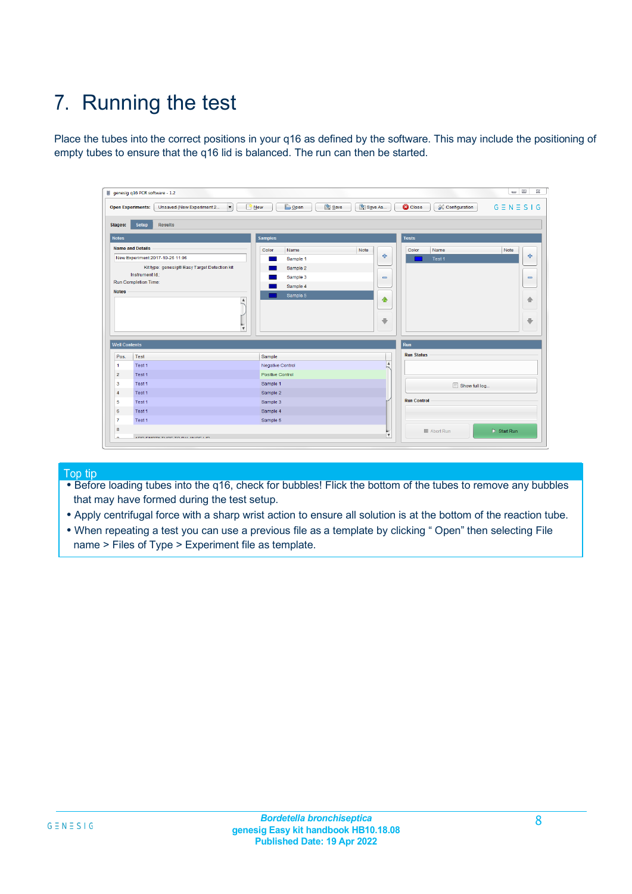# 7. Running the test

Place the tubes into the correct positions in your q16 as defined by the software. This may include the positioning of empty tubes to ensure that the q16 lid is balanced. The run can then be started.

## Top tip

- Before loading tubes into the q16, check for bubbles! Flick the bottom of the tubes to remove any bubbles that may have formed during the test setup.
- Apply centrifugal force with a sharp wrist action to ensure all solution is at the bottom of the reaction tube.
- When repeating a test you can use a previous file as a template by clicking " Open" then selecting File name > Files of Type > Experiment file as template.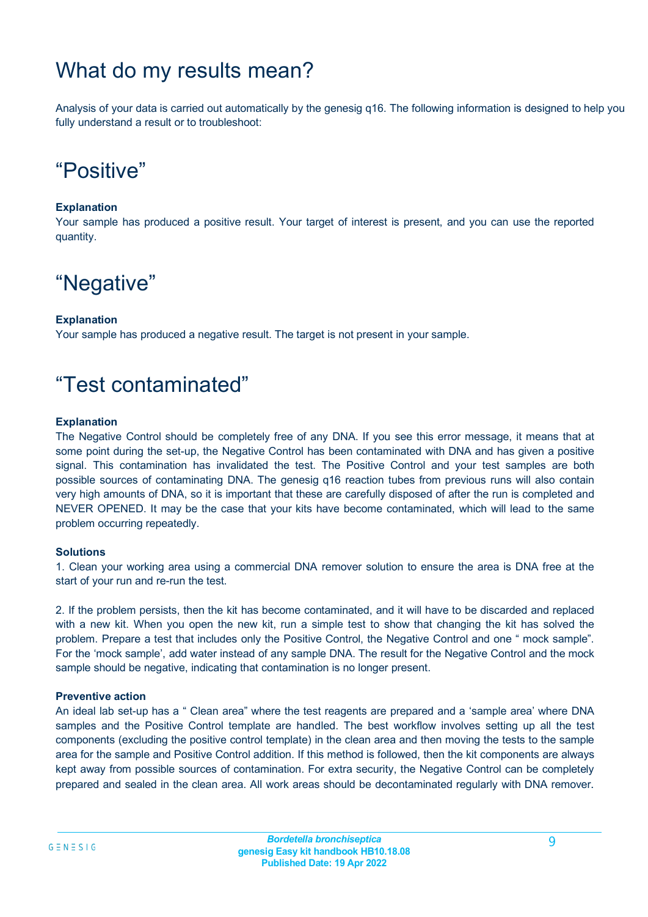# What do my results mean?

Analysis of your data is carried out automatically by the genesig q16. The following information is designed to help you fully understand a result or to troubleshoot:

# “Positive”

**Explanation**

Your sample has produced a positive result. Your target of interest is present, and you can use the reported quantity.

# “Negative”

**Explanation**

Your sample has produced a negative result. The target is not present in your sample.

# “Test contaminated”

**Explanation**

The Negative Control should be completely free of any DNA. If you see this error message, it means that at some point during the set-up, the Negative Control has been contaminated with DNA and has given a positive signal. This contamination has invalidated the test. The Positive Control and your test samples are both possible sources of contaminating DNA. The genesig q16 reaction tubes from previous runs will also contain very high amounts of DNA, so it is important that these are carefully disposed of after the run is completed and NEVER OPENED. It may be the case that your kits have become contaminated, which will lead to the same problem occurring repeatedly.

**Solutions**

1. Clean your working area using a commercial DNA remover solution to ensure the area is DNA free at the start of your run and re-run the test.

2. If the problem persists, then the kit has become contaminated, and it will have to be discarded and replaced with a new kit. When you open the new kit, run a simple test to show that changing the kit has solved the problem. Prepare a test that includes only the Positive Control, the Negative Control and one “ mock sample”. For the ‘mock sample’, add water instead of any sample DNA. The result for the Negative Control and the mock sample should be negative, indicating that contamination is no longer present.

**Preventive action**

An ideal lab set-up has a “ Clean area” where the test reagents are prepared and a ‘sample area’ where DNA samples and the Positive Control template are handled. The best workflow involves setting up all the test components (excluding the positive control template) in the clean area and then moving the tests to the sample area for the sample and Positive Control addition. If this method is followed, then the kit components are always kept away from possible sources of contamination. For extra security, the Negative Control can be completely prepared and sealed in the clean area. All work areas should be decontaminated regularly with DNA remover.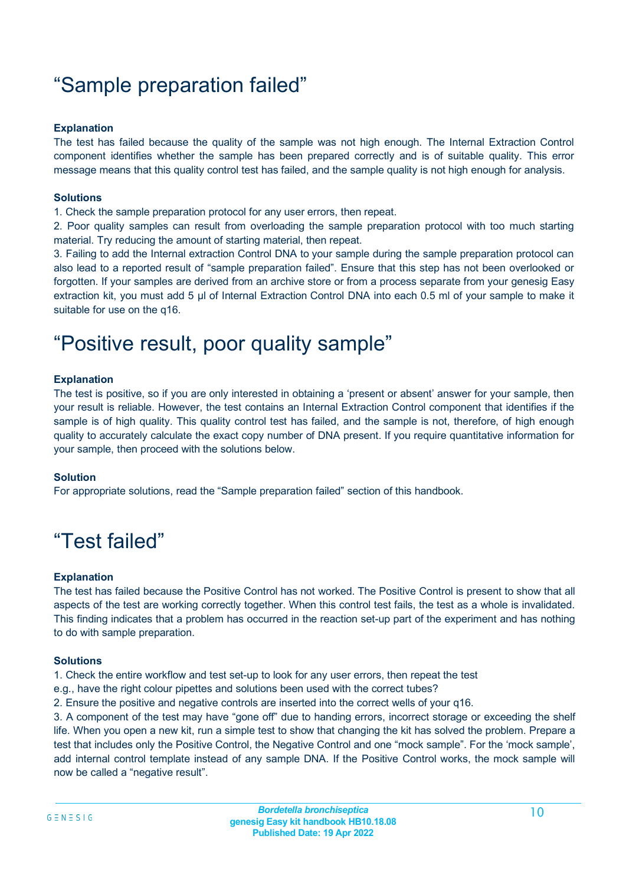# "Sample preparation failed"

### Explanation

The test has failed because the quality of the sample was not high enough. The Internal Extraction Control component identifies whether the sample has been prepared correctly and is of suitable quality. This error message means that this quality control test has failed, and the sample quality is not high enough for analysis.

### Solutions

1. Check the sample preparation protocol for any user errors, then repeat.
2. Poor quality samples can result from overloading the sample preparation protocol with too much starting material. Try reducing the amount of starting material, then repeat.
3. Failing to add the Internal extraction Control DNA to your sample during the sample preparation protocol can also lead to a reported result of "sample preparation failed". Ensure that this step has not been overlooked or forgotten. If your samples are derived from an archive store or from a process separate from your genesig Easy extraction kit, you must add 5 µl of Internal Extraction Control DNA into each 0.5 ml of your sample to make it suitable for use on the q16.

# "Positive result, poor quality sample"

### Explanation

The test is positive, so if you are only interested in obtaining a 'present or absent' answer for your sample, then your result is reliable. However, the test contains an Internal Extraction Control component that identifies if the sample is of high quality. This quality control test has failed, and the sample is not, therefore, of high enough quality to accurately calculate the exact copy number of DNA present. If you require quantitative information for your sample, then proceed with the solutions below.

### Solution

For appropriate solutions, read the "Sample preparation failed" section of this handbook.

# "Test failed"

### Explanation

The test has failed because the Positive Control has not worked. The Positive Control is present to show that all aspects of the test are working correctly together. When this control test fails, the test as a whole is invalidated. This finding indicates that a problem has occurred in the reaction set-up part of the experiment and has nothing to do with sample preparation.

### Solutions

1. Check the entire workflow and test set-up to look for any user errors, then repeat the test e.g., have the right colour pipettes and solutions been used with the correct tubes?
2. Ensure the positive and negative controls are inserted into the correct wells of your q16.
3. A component of the test may have "gone off" due to handing errors, incorrect storage or exceeding the shelf life. When you open a new kit, run a simple test to show that changing the kit has solved the problem. Prepare a test that includes only the Positive Control, the Negative Control and one "mock sample". For the 'mock sample', add internal control template instead of any sample DNA. If the Positive Control works, the mock sample will now be called a "negative result".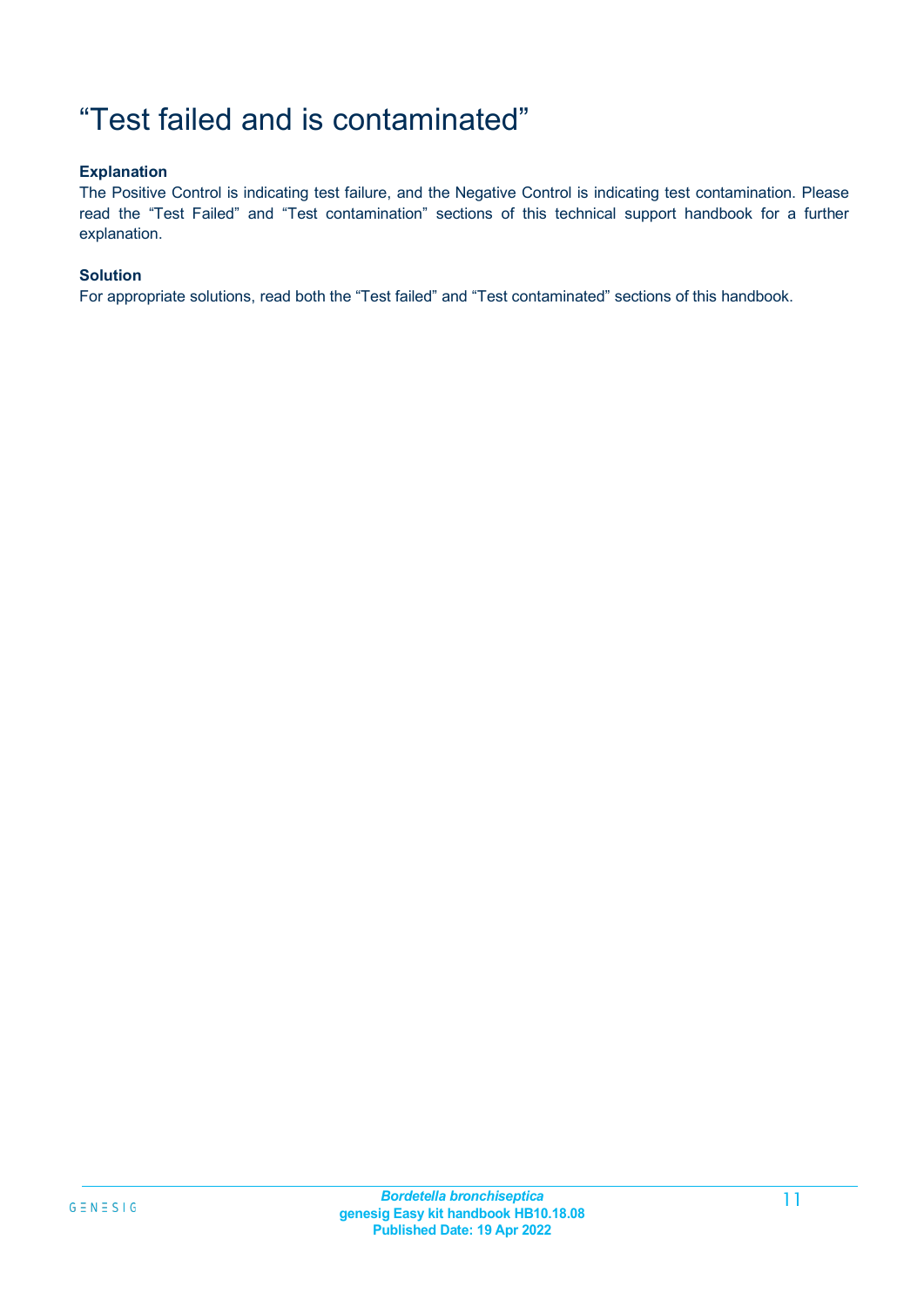# “Test failed and is contaminated”

**Explanation**

The Positive Control is indicating test failure, and the Negative Control is indicating test contamination. Please read the “Test Failed” and “Test contamination” sections of this technical support handbook for a further explanation.

**Solution**

For appropriate solutions, read both the “Test failed” and “Test contaminated” sections of this handbook.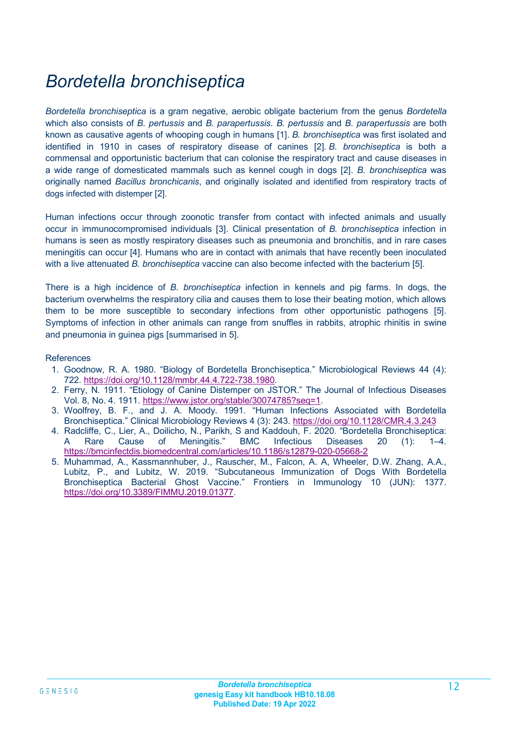# *Bordetella bronchiseptica*

*Bordetella bronchiseptica* is a gram negative, aerobic obligate bacterium from the genus *Bordetella* which also consists of *B. pertussis* and *B. parapertussis*. *B. pertussis* and *B. parapertussis* are both known as causative agents of whooping cough in humans [1]. *B. bronchiseptica* was first isolated and identified in 1910 in cases of respiratory disease of canines [2]. *B. bronchiseptica* is both a commensal and opportunistic bacterium that can colonise the respiratory tract and cause diseases in a wide range of domesticated mammals such as kennel cough in dogs [2]. *B. bronchiseptica* was originally named *Bacillus bronchicanis*, and originally isolated and identified from respiratory tracts of dogs infected with distemper [2].

Human infections occur through zoonotic transfer from contact with infected animals and usually occur in immunocompromised individuals [3]. Clinical presentation of *B. bronchiseptica* infection in humans is seen as mostly respiratory diseases such as pneumonia and bronchitis, and in rare cases meningitis can occur [4]. Humans who are in contact with animals that have recently been inoculated with a live attenuated *B. bronchiseptica* vaccine can also become infected with the bacterium [5].

There is a high incidence of *B. bronchiseptica* infection in kennels and pig farms. In dogs, the bacterium overwhelms the respiratory cilia and causes them to lose their beating motion, which allows them to be more susceptible to secondary infections from other opportunistic pathogens [5]. Symptoms of infection in other animals can range from snuffles in rabbits, atrophic rhinitis in swine and pneumonia in guinea pigs [summarised in 5].

References

1. Goodnow, R. A. 1980. "Biology of Bordetella Bronchiseptica." Microbiological Reviews 44 (4): 722. https://doi.org/10.1128/mmbr.44.4.722-738.1980.
2. Ferry, N. 1911. "Etiology of Canine Distemper on JSTOR." The Journal of Infectious Diseases Vol. 8, No. 4. 1911. https://www.jstor.org/stable/30074785?seq=1.
3. Woolfrey, B. F., and J. A. Moody. 1991. "Human Infections Associated with Bordetella Bronchiseptica." Clinical Microbiology Reviews 4 (3): 243. https://doi.org/10.1128/CMR.4.3.243
4. Radcliffe, C., Lier, A., Doilicho, N., Parikh, S and Kaddouh, F. 2020. "Bordetella Bronchiseptica: A Rare Cause of Meningitis." BMC Infectious Diseases 20 (1): 1–4. https://bmcinfectdis.biomedcentral.com/articles/10.1186/s12879-020-05668-2
5. Muhammad, A., Kassmannhuber, J., Rauscher, M., Falcon, A. A, Wheeler, D.W. Zhang, A.A., Lubitz, P., and Lubitz, W. 2019. "Subcutaneous Immunization of Dogs With Bordetella Bronchiseptica Bacterial Ghost Vaccine." Frontiers in Immunology 10 (JUN): 1377. https://doi.org/10.3389/FIMMU.2019.01377.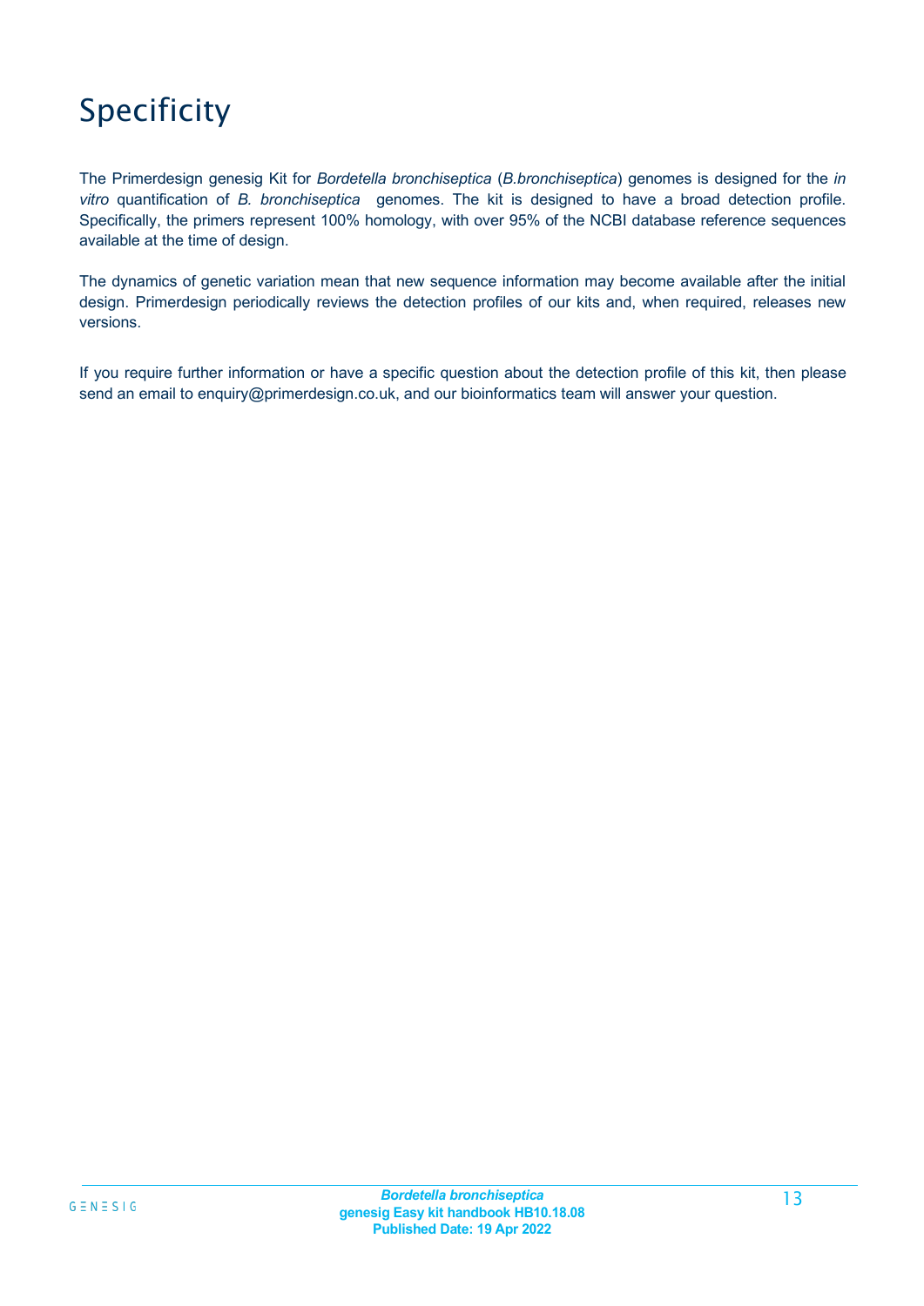# Specificity

The Primerdesign genesig Kit for *Bordetella bronchiseptica* (*B.bronchiseptica*) genomes is designed for the *in vitro* quantification of *B. bronchiseptica* genomes. The kit is designed to have a broad detection profile. Specifically, the primers represent 100% homology, with over 95% of the NCBI database reference sequences available at the time of design.

The dynamics of genetic variation mean that new sequence information may become available after the initial design. Primerdesign periodically reviews the detection profiles of our kits and, when required, releases new versions.

If you require further information or have a specific question about the detection profile of this kit, then please send an email to enquiry@primerdesign.co.uk, and our bioinformatics team will answer your question.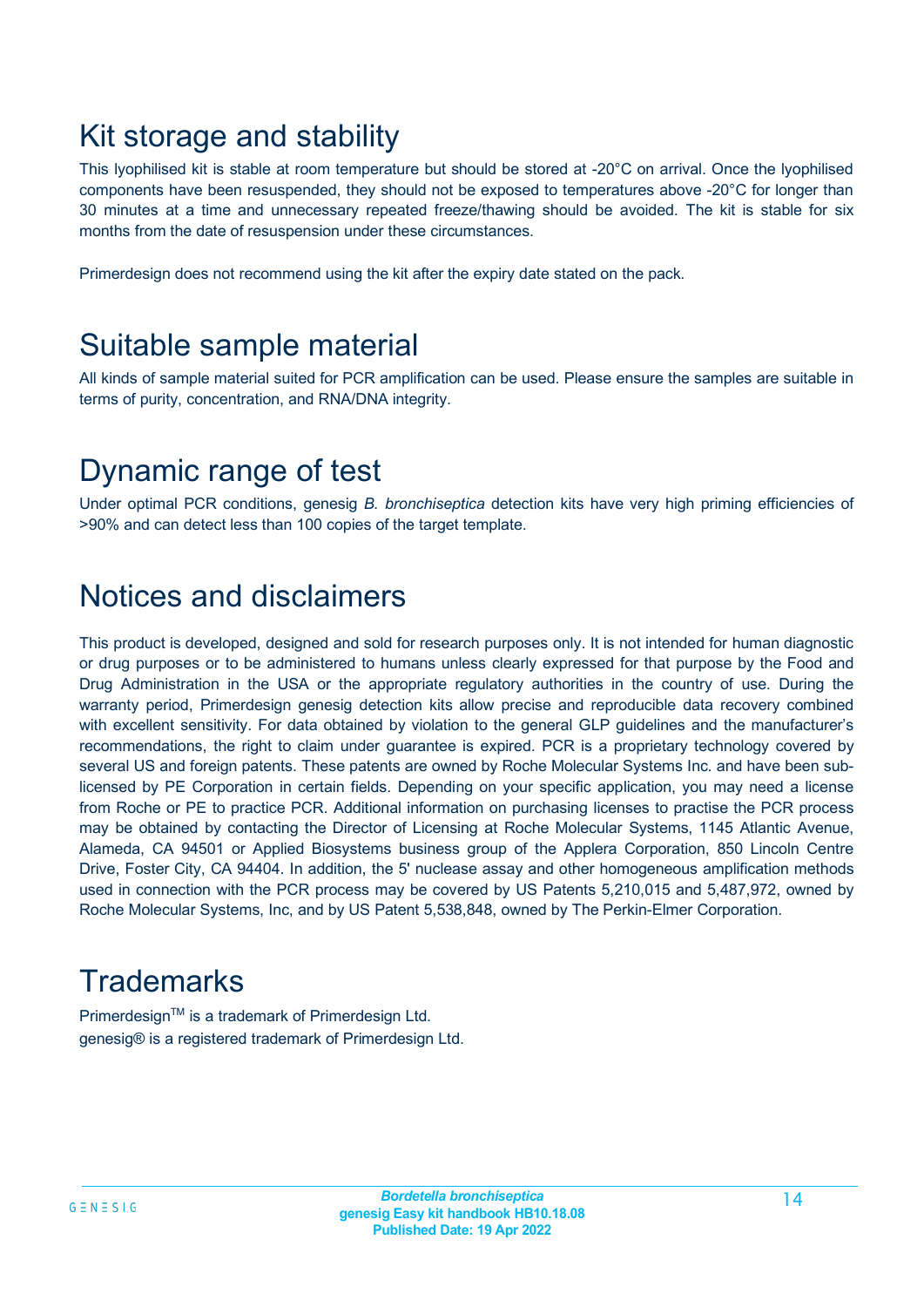# Kit storage and stability

This lyophilised kit is stable at room temperature but should be stored at -20°C on arrival. Once the lyophilised components have been resuspended, they should not be exposed to temperatures above -20°C for longer than 30 minutes at a time and unnecessary repeated freeze/thawing should be avoided. The kit is stable for six months from the date of resuspension under these circumstances.

Primerdesign does not recommend using the kit after the expiry date stated on the pack.

# Suitable sample material

All kinds of sample material suited for PCR amplification can be used. Please ensure the samples are suitable in terms of purity, concentration, and RNA/DNA integrity.

# Dynamic range of test

Under optimal PCR conditions, genesig *B. bronchiseptica* detection kits have very high priming efficiencies of >90% and can detect less than 100 copies of the target template.

# Notices and disclaimers

This product is developed, designed and sold for research purposes only. It is not intended for human diagnostic or drug purposes or to be administered to humans unless clearly expressed for that purpose by the Food and Drug Administration in the USA or the appropriate regulatory authorities in the country of use. During the warranty period, Primerdesign genesig detection kits allow precise and reproducible data recovery combined with excellent sensitivity. For data obtained by violation to the general GLP guidelines and the manufacturer's recommendations, the right to claim under guarantee is expired. PCR is a proprietary technology covered by several US and foreign patents. These patents are owned by Roche Molecular Systems Inc. and have been sub-licensed by PE Corporation in certain fields. Depending on your specific application, you may need a license from Roche or PE to practice PCR. Additional information on purchasing licenses to practise the PCR process may be obtained by contacting the Director of Licensing at Roche Molecular Systems, 1145 Atlantic Avenue, Alameda, CA 94501 or Applied Biosystems business group of the Applera Corporation, 850 Lincoln Centre Drive, Foster City, CA 94404. In addition, the 5' nuclease assay and other homogeneous amplification methods used in connection with the PCR process may be covered by US Patents 5,210,015 and 5,487,972, owned by Roche Molecular Systems, Inc, and by US Patent 5,538,848, owned by The Perkin-Elmer Corporation.

# Trademarks

Primerdesign™ is a trademark of Primerdesign Ltd.
genesig® is a registered trademark of Primerdesign Ltd.